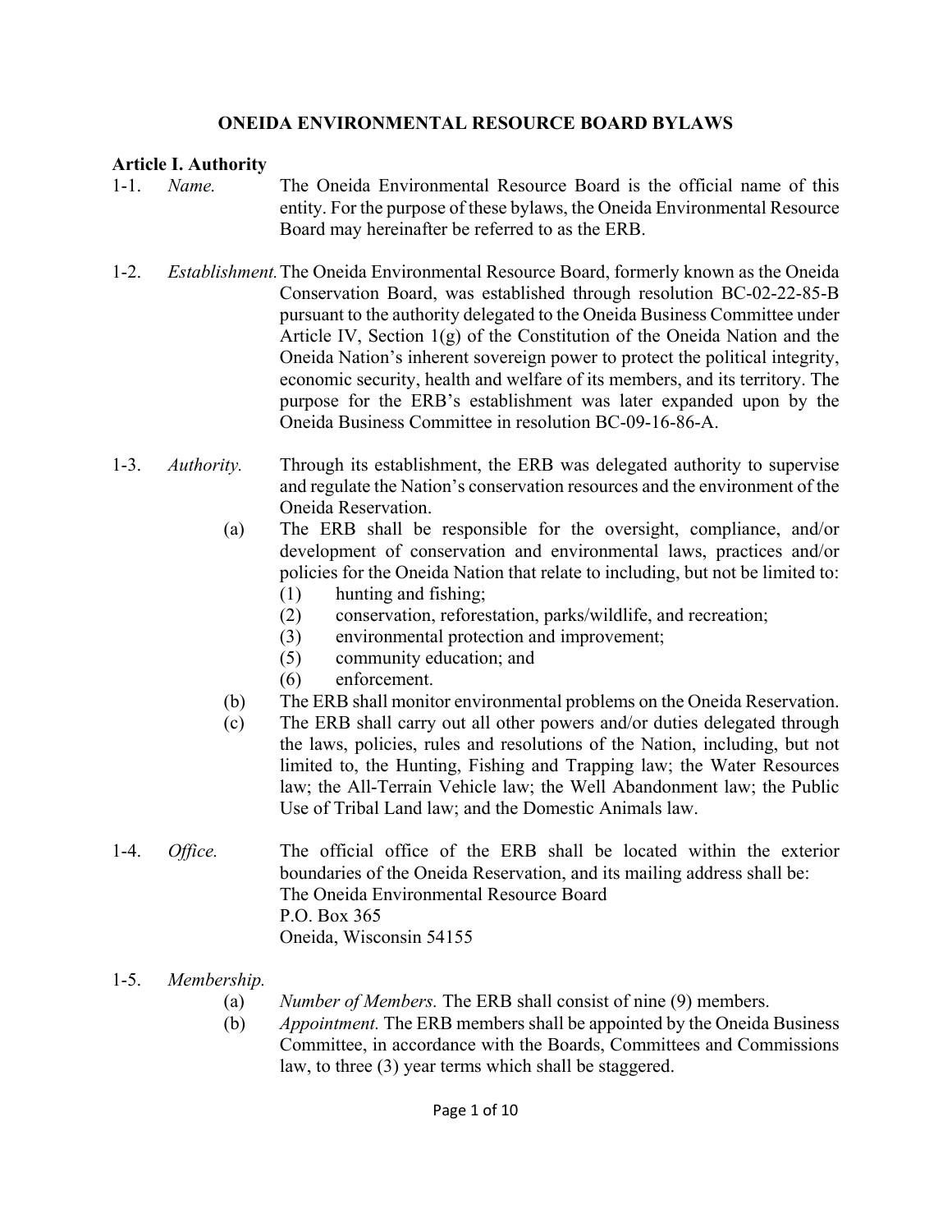# ONEIDA ENVIRONMENTAL RESOURCE BOARD BYLAWS

## Article I. Authority

1-1. *Name.* The Oneida Environmental Resource Board is the official name of this entity. For the purpose of these bylaws, the Oneida Environmental Resource Board may hereinafter be referred to as the ERB.

1-2. *Establishment.* The Oneida Environmental Resource Board, formerly known as the Oneida Conservation Board, was established through resolution BC-02-22-85-B pursuant to the authority delegated to the Oneida Business Committee under Article IV, Section 1(g) of the Constitution of the Oneida Nation and the Oneida Nation's inherent sovereign power to protect the political integrity, economic security, health and welfare of its members, and its territory. The purpose for the ERB's establishment was later expanded upon by the Oneida Business Committee in resolution BC-09-16-86-A.

1-3. *Authority.* Through its establishment, the ERB was delegated authority to supervise and regulate the Nation's conservation resources and the environment of the Oneida Reservation.

- (a) The ERB shall be responsible for the oversight, compliance, and/or development of conservation and environmental laws, practices and/or policies for the Oneida Nation that relate to including, but not be limited to:
  - (1) hunting and fishing;
  - (2) conservation, reforestation, parks/wildlife, and recreation;
  - (3) environmental protection and improvement;
  - (5) community education; and
  - (6) enforcement.
- (b) The ERB shall monitor environmental problems on the Oneida Reservation.
- (c) The ERB shall carry out all other powers and/or duties delegated through the laws, policies, rules and resolutions of the Nation, including, but not limited to, the Hunting, Fishing and Trapping law; the Water Resources law; the All-Terrain Vehicle law; the Well Abandonment law; the Public Use of Tribal Land law; and the Domestic Animals law.

1-4. *Office.* The official office of the ERB shall be located within the exterior boundaries of the Oneida Reservation, and its mailing address shall be:
The Oneida Environmental Resource Board
P.O. Box 365
Oneida, Wisconsin 54155

1-5. *Membership.*

- (a) *Number of Members.* The ERB shall consist of nine (9) members.
- (b) *Appointment.* The ERB members shall be appointed by the Oneida Business Committee, in accordance with the Boards, Committees and Commissions law, to three (3) year terms which shall be staggered.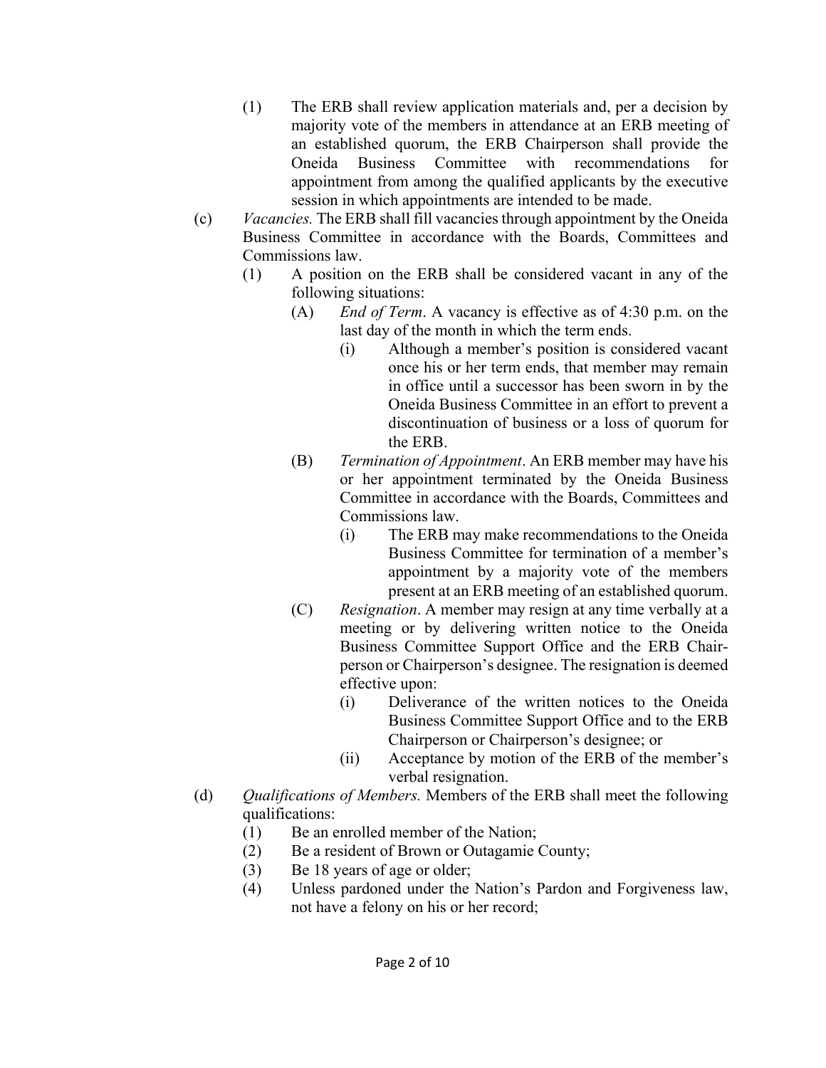(1) The ERB shall review application materials and, per a decision by majority vote of the members in attendance at an ERB meeting of an established quorum, the ERB Chairperson shall provide the Oneida Business Committee with recommendations for appointment from among the qualified applicants by the executive session in which appointments are intended to be made.

(c) *Vacancies.* The ERB shall fill vacancies through appointment by the Oneida Business Committee in accordance with the Boards, Committees and Commissions law.

(1) A position on the ERB shall be considered vacant in any of the following situations:

(A) *End of Term*. A vacancy is effective as of 4:30 p.m. on the last day of the month in which the term ends.

(i) Although a member's position is considered vacant once his or her term ends, that member may remain in office until a successor has been sworn in by the Oneida Business Committee in an effort to prevent a discontinuation of business or a loss of quorum for the ERB.

(B) *Termination of Appointment*. An ERB member may have his or her appointment terminated by the Oneida Business Committee in accordance with the Boards, Committees and Commissions law.

(i) The ERB may make recommendations to the Oneida Business Committee for termination of a member's appointment by a majority vote of the members present at an ERB meeting of an established quorum.

(C) *Resignation*. A member may resign at any time verbally at a meeting or by delivering written notice to the Oneida Business Committee Support Office and the ERB Chairperson or Chairperson's designee. The resignation is deemed effective upon:

(i) Deliverance of the written notices to the Oneida Business Committee Support Office and to the ERB Chairperson or Chairperson's designee; or

(ii) Acceptance by motion of the ERB of the member's verbal resignation.

(d) *Qualifications of Members.* Members of the ERB shall meet the following qualifications:

(1) Be an enrolled member of the Nation;

(2) Be a resident of Brown or Outagamie County;

(3) Be 18 years of age or older;

(4) Unless pardoned under the Nation's Pardon and Forgiveness law, not have a felony on his or her record;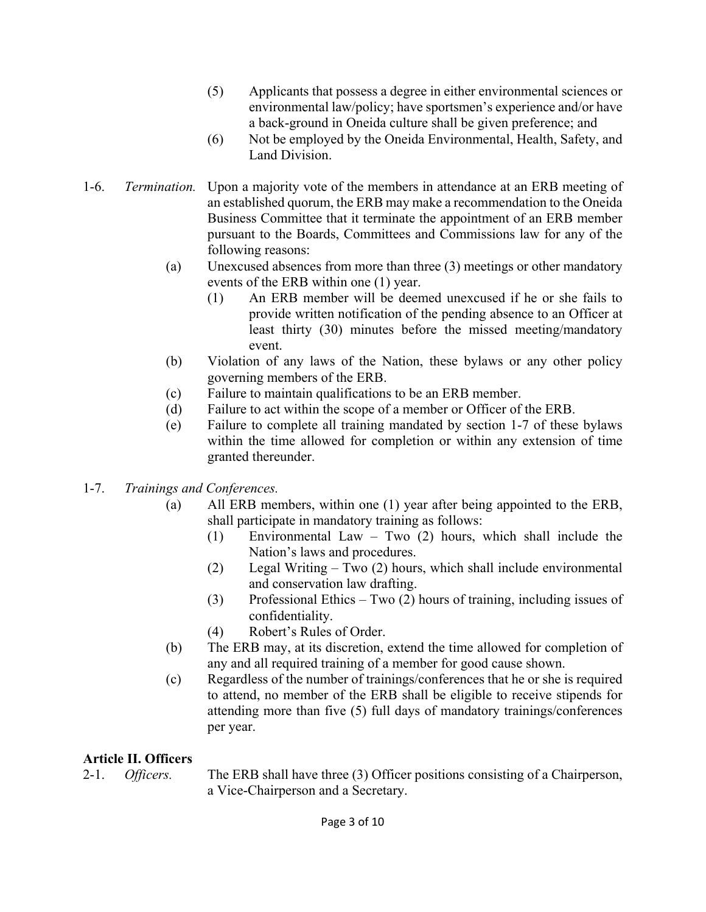(5) Applicants that possess a degree in either environmental sciences or environmental law/policy; have sportsmen's experience and/or have a back-ground in Oneida culture shall be given preference; and

(6) Not be employed by the Oneida Environmental, Health, Safety, and Land Division.

1-6. *Termination.* Upon a majority vote of the members in attendance at an ERB meeting of an established quorum, the ERB may make a recommendation to the Oneida Business Committee that it terminate the appointment of an ERB member pursuant to the Boards, Committees and Commissions law for any of the following reasons:

(a) Unexcused absences from more than three (3) meetings or other mandatory events of the ERB within one (1) year.

(1) An ERB member will be deemed unexcused if he or she fails to provide written notification of the pending absence to an Officer at least thirty (30) minutes before the missed meeting/mandatory event.

(b) Violation of any laws of the Nation, these bylaws or any other policy governing members of the ERB.

(c) Failure to maintain qualifications to be an ERB member.

(d) Failure to act within the scope of a member or Officer of the ERB.

(e) Failure to complete all training mandated by section 1-7 of these bylaws within the time allowed for completion or within any extension of time granted thereunder.

1-7. *Trainings and Conferences.*

(a) All ERB members, within one (1) year after being appointed to the ERB, shall participate in mandatory training as follows:

(1) Environmental Law – Two (2) hours, which shall include the Nation's laws and procedures.

(2) Legal Writing – Two (2) hours, which shall include environmental and conservation law drafting.

(3) Professional Ethics – Two (2) hours of training, including issues of confidentiality.

(4) Robert's Rules of Order.

(b) The ERB may, at its discretion, extend the time allowed for completion of any and all required training of a member for good cause shown.

(c) Regardless of the number of trainings/conferences that he or she is required to attend, no member of the ERB shall be eligible to receive stipends for attending more than five (5) full days of mandatory trainings/conferences per year.

## Article II. Officers

2-1. *Officers.* The ERB shall have three (3) Officer positions consisting of a Chairperson, a Vice-Chairperson and a Secretary.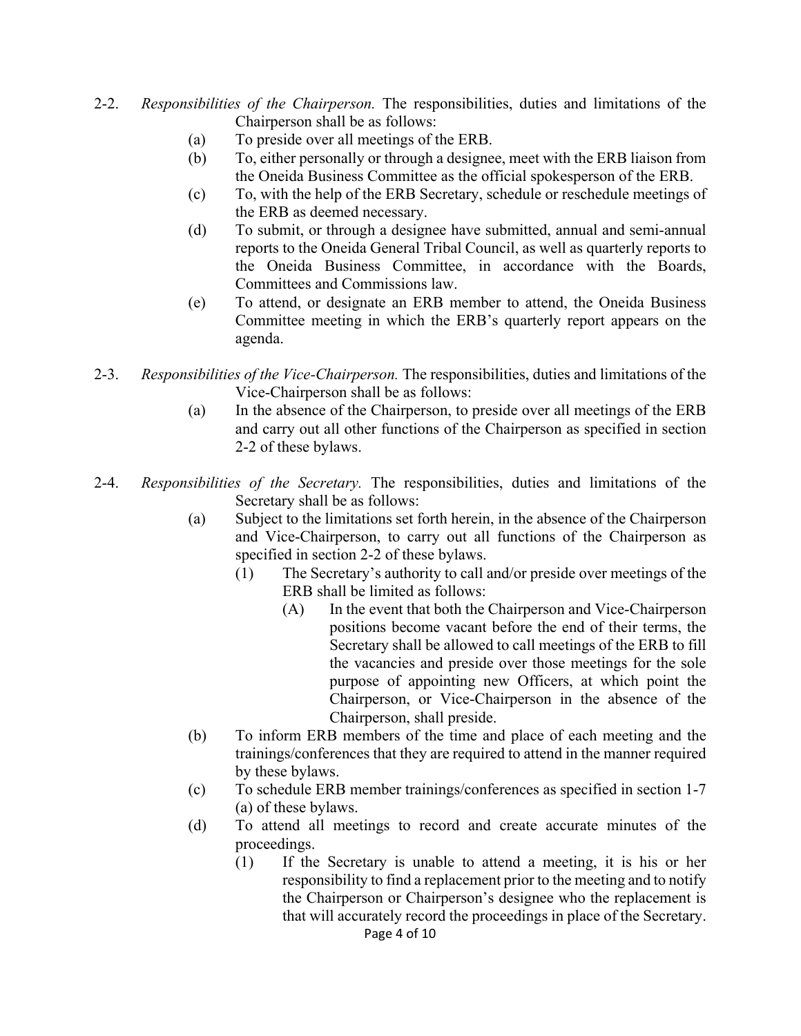2-2. *Responsibilities of the Chairperson.* The responsibilities, duties and limitations of the Chairperson shall be as follows:

(a) To preside over all meetings of the ERB.

(b) To, either personally or through a designee, meet with the ERB liaison from the Oneida Business Committee as the official spokesperson of the ERB.

(c) To, with the help of the ERB Secretary, schedule or reschedule meetings of the ERB as deemed necessary.

(d) To submit, or through a designee have submitted, annual and semi-annual reports to the Oneida General Tribal Council, as well as quarterly reports to the Oneida Business Committee, in accordance with the Boards, Committees and Commissions law.

(e) To attend, or designate an ERB member to attend, the Oneida Business Committee meeting in which the ERB's quarterly report appears on the agenda.

2-3. *Responsibilities of the Vice-Chairperson.* The responsibilities, duties and limitations of the Vice-Chairperson shall be as follows:

(a) In the absence of the Chairperson, to preside over all meetings of the ERB and carry out all other functions of the Chairperson as specified in section 2-2 of these bylaws.

2-4. *Responsibilities of the Secretary.* The responsibilities, duties and limitations of the Secretary shall be as follows:

(a) Subject to the limitations set forth herein, in the absence of the Chairperson and Vice-Chairperson, to carry out all functions of the Chairperson as specified in section 2-2 of these bylaws.

(1) The Secretary's authority to call and/or preside over meetings of the ERB shall be limited as follows:

(A) In the event that both the Chairperson and Vice-Chairperson positions become vacant before the end of their terms, the Secretary shall be allowed to call meetings of the ERB to fill the vacancies and preside over those meetings for the sole purpose of appointing new Officers, at which point the Chairperson, or Vice-Chairperson in the absence of the Chairperson, shall preside.

(b) To inform ERB members of the time and place of each meeting and the trainings/conferences that they are required to attend in the manner required by these bylaws.

(c) To schedule ERB member trainings/conferences as specified in section 1-7 (a) of these bylaws.

(d) To attend all meetings to record and create accurate minutes of the proceedings.

(1) If the Secretary is unable to attend a meeting, it is his or her responsibility to find a replacement prior to the meeting and to notify the Chairperson or Chairperson's designee who the replacement is that will accurately record the proceedings in place of the Secretary.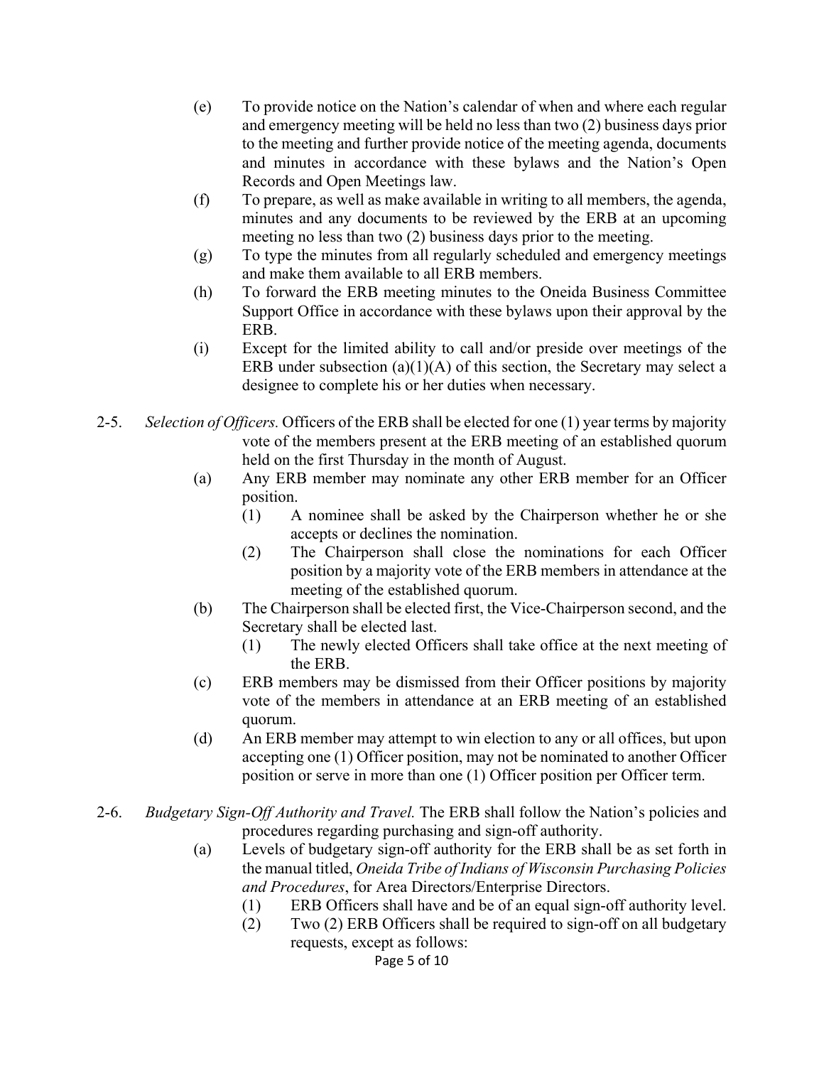(e) To provide notice on the Nation's calendar of when and where each regular and emergency meeting will be held no less than two (2) business days prior to the meeting and further provide notice of the meeting agenda, documents and minutes in accordance with these bylaws and the Nation's Open Records and Open Meetings law.

(f) To prepare, as well as make available in writing to all members, the agenda, minutes and any documents to be reviewed by the ERB at an upcoming meeting no less than two (2) business days prior to the meeting.

(g) To type the minutes from all regularly scheduled and emergency meetings and make them available to all ERB members.

(h) To forward the ERB meeting minutes to the Oneida Business Committee Support Office in accordance with these bylaws upon their approval by the ERB.

(i) Except for the limited ability to call and/or preside over meetings of the ERB under subsection (a)(1)(A) of this section, the Secretary may select a designee to complete his or her duties when necessary.

2-5. *Selection of Officers.* Officers of the ERB shall be elected for one (1) year terms by majority vote of the members present at the ERB meeting of an established quorum held on the first Thursday in the month of August.

(a) Any ERB member may nominate any other ERB member for an Officer position.

(1) A nominee shall be asked by the Chairperson whether he or she accepts or declines the nomination.

(2) The Chairperson shall close the nominations for each Officer position by a majority vote of the ERB members in attendance at the meeting of the established quorum.

(b) The Chairperson shall be elected first, the Vice-Chairperson second, and the Secretary shall be elected last.

(1) The newly elected Officers shall take office at the next meeting of the ERB.

(c) ERB members may be dismissed from their Officer positions by majority vote of the members in attendance at an ERB meeting of an established quorum.

(d) An ERB member may attempt to win election to any or all offices, but upon accepting one (1) Officer position, may not be nominated to another Officer position or serve in more than one (1) Officer position per Officer term.

2-6. *Budgetary Sign-Off Authority and Travel.* The ERB shall follow the Nation's policies and procedures regarding purchasing and sign-off authority.

(a) Levels of budgetary sign-off authority for the ERB shall be as set forth in the manual titled, *Oneida Tribe of Indians of Wisconsin Purchasing Policies and Procedures*, for Area Directors/Enterprise Directors.

(1) ERB Officers shall have and be of an equal sign-off authority level.

(2) Two (2) ERB Officers shall be required to sign-off on all budgetary requests, except as follows: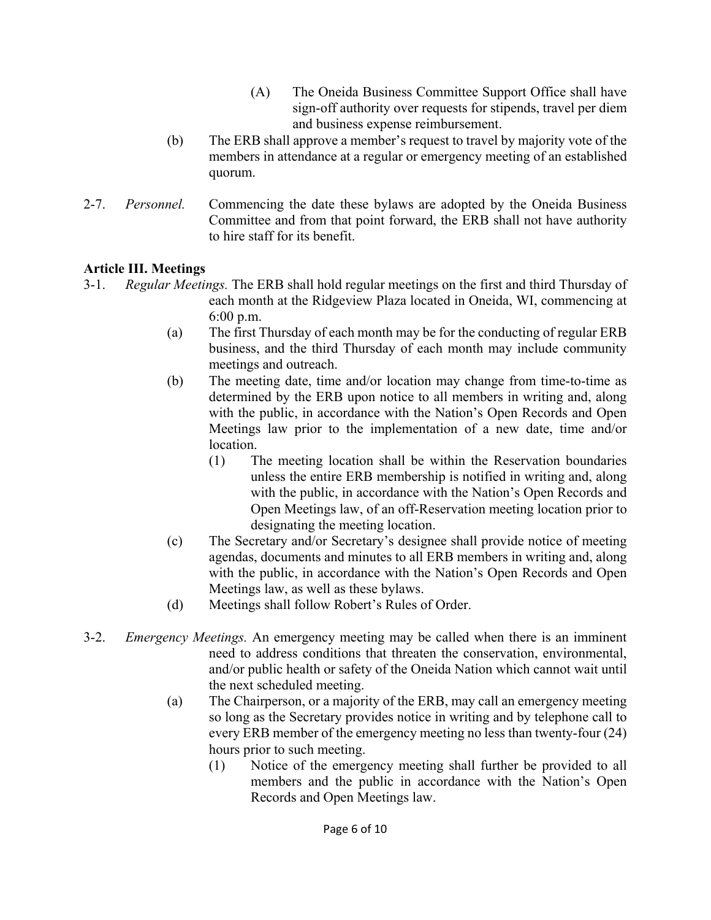(A) The Oneida Business Committee Support Office shall have sign-off authority over requests for stipends, travel per diem and business expense reimbursement.

(b) The ERB shall approve a member's request to travel by majority vote of the members in attendance at a regular or emergency meeting of an established quorum.

2-7. *Personnel.* Commencing the date these bylaws are adopted by the Oneida Business Committee and from that point forward, the ERB shall not have authority to hire staff for its benefit.

**Article III. Meetings**

3-1. *Regular Meetings.* The ERB shall hold regular meetings on the first and third Thursday of each month at the Ridgeview Plaza located in Oneida, WI, commencing at 6:00 p.m.

(a) The first Thursday of each month may be for the conducting of regular ERB business, and the third Thursday of each month may include community meetings and outreach.

(b) The meeting date, time and/or location may change from time-to-time as determined by the ERB upon notice to all members in writing and, along with the public, in accordance with the Nation's Open Records and Open Meetings law prior to the implementation of a new date, time and/or location.

(1) The meeting location shall be within the Reservation boundaries unless the entire ERB membership is notified in writing and, along with the public, in accordance with the Nation's Open Records and Open Meetings law, of an off-Reservation meeting location prior to designating the meeting location.

(c) The Secretary and/or Secretary's designee shall provide notice of meeting agendas, documents and minutes to all ERB members in writing and, along with the public, in accordance with the Nation's Open Records and Open Meetings law, as well as these bylaws.

(d) Meetings shall follow Robert's Rules of Order.

3-2. *Emergency Meetings.* An emergency meeting may be called when there is an imminent need to address conditions that threaten the conservation, environmental, and/or public health or safety of the Oneida Nation which cannot wait until the next scheduled meeting.

(a) The Chairperson, or a majority of the ERB, may call an emergency meeting so long as the Secretary provides notice in writing and by telephone call to every ERB member of the emergency meeting no less than twenty-four (24) hours prior to such meeting.

(1) Notice of the emergency meeting shall further be provided to all members and the public in accordance with the Nation's Open Records and Open Meetings law.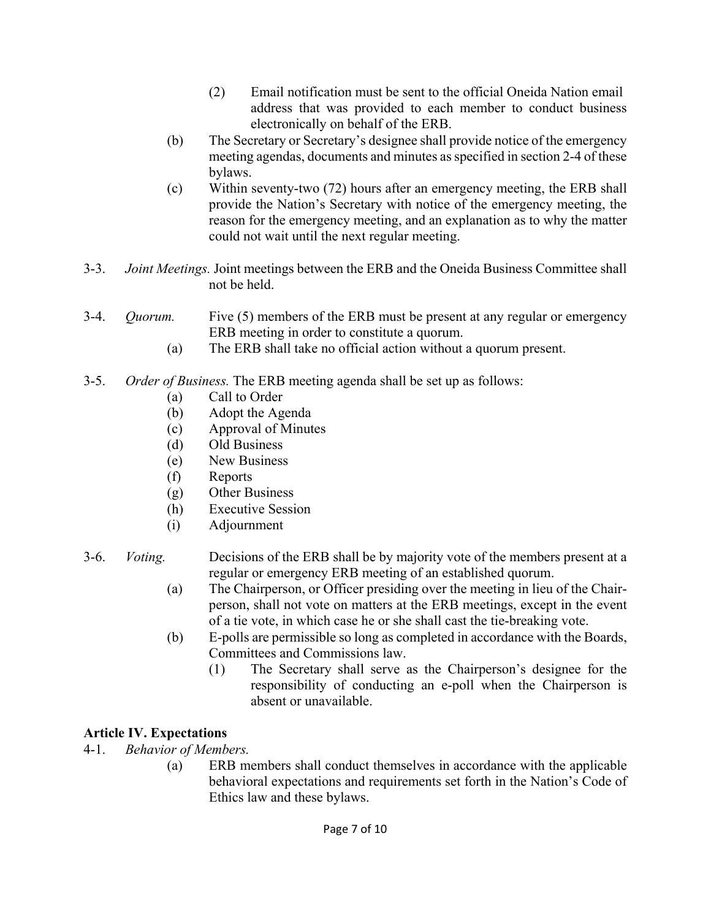(2) Email notification must be sent to the official Oneida Nation email address that was provided to each member to conduct business electronically on behalf of the ERB.

(b) The Secretary or Secretary's designee shall provide notice of the emergency meeting agendas, documents and minutes as specified in section 2-4 of these bylaws.

(c) Within seventy-two (72) hours after an emergency meeting, the ERB shall provide the Nation's Secretary with notice of the emergency meeting, the reason for the emergency meeting, and an explanation as to why the matter could not wait until the next regular meeting.

3-3. *Joint Meetings.* Joint meetings between the ERB and the Oneida Business Committee shall not be held.

3-4. *Quorum.* Five (5) members of the ERB must be present at any regular or emergency ERB meeting in order to constitute a quorum.

(a) The ERB shall take no official action without a quorum present.

3-5. *Order of Business.* The ERB meeting agenda shall be set up as follows:

(a) Call to Order
(b) Adopt the Agenda
(c) Approval of Minutes
(d) Old Business
(e) New Business
(f) Reports
(g) Other Business
(h) Executive Session
(i) Adjournment

3-6. *Voting.* Decisions of the ERB shall be by majority vote of the members present at a regular or emergency ERB meeting of an established quorum.

(a) The Chairperson, or Officer presiding over the meeting in lieu of the Chairperson, shall not vote on matters at the ERB meetings, except in the event of a tie vote, in which case he or she shall cast the tie-breaking vote.

(b) E-polls are permissible so long as completed in accordance with the Boards, Committees and Commissions law.

(1) The Secretary shall serve as the Chairperson's designee for the responsibility of conducting an e-poll when the Chairperson is absent or unavailable.

## Article IV. Expectations

4-1. *Behavior of Members.*

(a) ERB members shall conduct themselves in accordance with the applicable behavioral expectations and requirements set forth in the Nation's Code of Ethics law and these bylaws.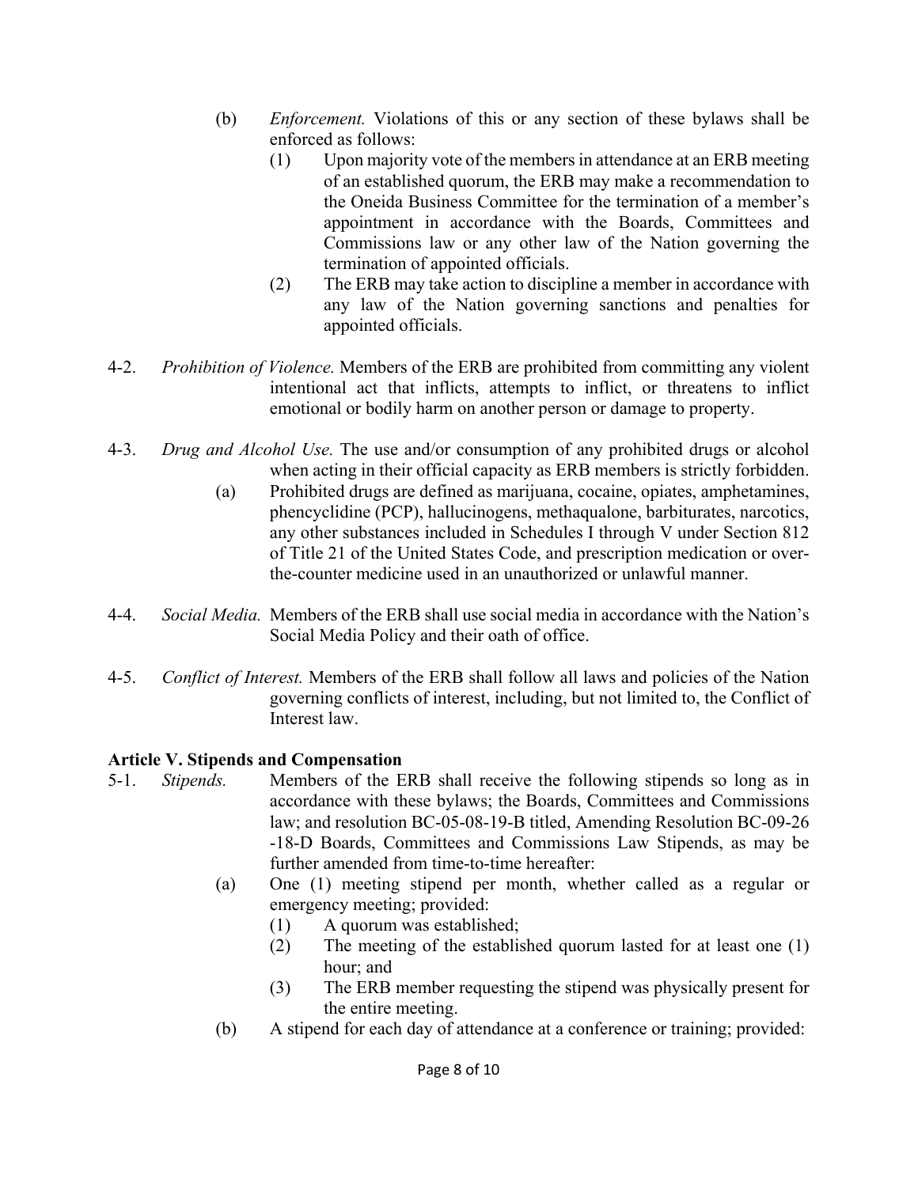(b) *Enforcement.* Violations of this or any section of these bylaws shall be enforced as follows:

(1) Upon majority vote of the members in attendance at an ERB meeting of an established quorum, the ERB may make a recommendation to the Oneida Business Committee for the termination of a member's appointment in accordance with the Boards, Committees and Commissions law or any other law of the Nation governing the termination of appointed officials.

(2) The ERB may take action to discipline a member in accordance with any law of the Nation governing sanctions and penalties for appointed officials.

4-2. *Prohibition of Violence.* Members of the ERB are prohibited from committing any violent intentional act that inflicts, attempts to inflict, or threatens to inflict emotional or bodily harm on another person or damage to property.

4-3. *Drug and Alcohol Use.* The use and/or consumption of any prohibited drugs or alcohol when acting in their official capacity as ERB members is strictly forbidden.

(a) Prohibited drugs are defined as marijuana, cocaine, opiates, amphetamines, phencyclidine (PCP), hallucinogens, methaqualone, barbiturates, narcotics, any other substances included in Schedules I through V under Section 812 of Title 21 of the United States Code, and prescription medication or over-the-counter medicine used in an unauthorized or unlawful manner.

4-4. *Social Media.* Members of the ERB shall use social media in accordance with the Nation's Social Media Policy and their oath of office.

4-5. *Conflict of Interest.* Members of the ERB shall follow all laws and policies of the Nation governing conflicts of interest, including, but not limited to, the Conflict of Interest law.

**Article V. Stipends and Compensation**

5-1. *Stipends.* Members of the ERB shall receive the following stipends so long as in accordance with these bylaws; the Boards, Committees and Commissions law; and resolution BC-05-08-19-B titled, Amending Resolution BC-09-26-18-D Boards, Committees and Commissions Law Stipends, as may be further amended from time-to-time hereafter:

(a) One (1) meeting stipend per month, whether called as a regular or emergency meeting; provided:

(1) A quorum was established;

(2) The meeting of the established quorum lasted for at least one (1) hour; and

(3) The ERB member requesting the stipend was physically present for the entire meeting.

(b) A stipend for each day of attendance at a conference or training; provided: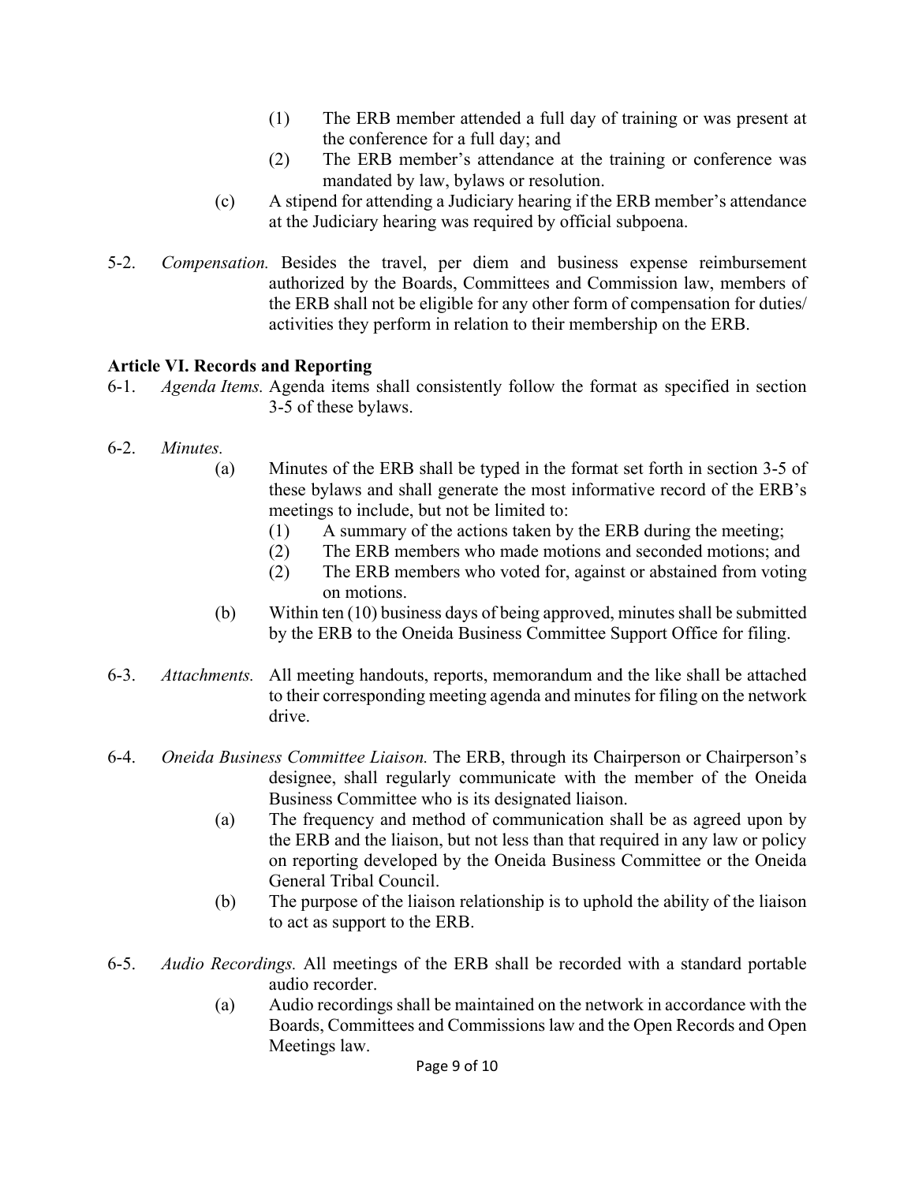(1) The ERB member attended a full day of training or was present at the conference for a full day; and
(2) The ERB member's attendance at the training or conference was mandated by law, bylaws or resolution.

(c) A stipend for attending a Judiciary hearing if the ERB member's attendance at the Judiciary hearing was required by official subpoena.

5-2. *Compensation.* Besides the travel, per diem and business expense reimbursement authorized by the Boards, Committees and Commission law, members of the ERB shall not be eligible for any other form of compensation for duties/ activities they perform in relation to their membership on the ERB.

**Article VI. Records and Reporting**

6-1. *Agenda Items.* Agenda items shall consistently follow the format as specified in section 3-5 of these bylaws.

6-2. *Minutes.*

(a) Minutes of the ERB shall be typed in the format set forth in section 3-5 of these bylaws and shall generate the most informative record of the ERB's meetings to include, but not be limited to:
(1) A summary of the actions taken by the ERB during the meeting;
(2) The ERB members who made motions and seconded motions; and
(2) The ERB members who voted for, against or abstained from voting on motions.

(b) Within ten (10) business days of being approved, minutes shall be submitted by the ERB to the Oneida Business Committee Support Office for filing.

6-3. *Attachments.* All meeting handouts, reports, memorandum and the like shall be attached to their corresponding meeting agenda and minutes for filing on the network drive.

6-4. *Oneida Business Committee Liaison.* The ERB, through its Chairperson or Chairperson's designee, shall regularly communicate with the member of the Oneida Business Committee who is its designated liaison.

(a) The frequency and method of communication shall be as agreed upon by the ERB and the liaison, but not less than that required in any law or policy on reporting developed by the Oneida Business Committee or the Oneida General Tribal Council.

(b) The purpose of the liaison relationship is to uphold the ability of the liaison to act as support to the ERB.

6-5. *Audio Recordings.* All meetings of the ERB shall be recorded with a standard portable audio recorder.

(a) Audio recordings shall be maintained on the network in accordance with the Boards, Committees and Commissions law and the Open Records and Open Meetings law.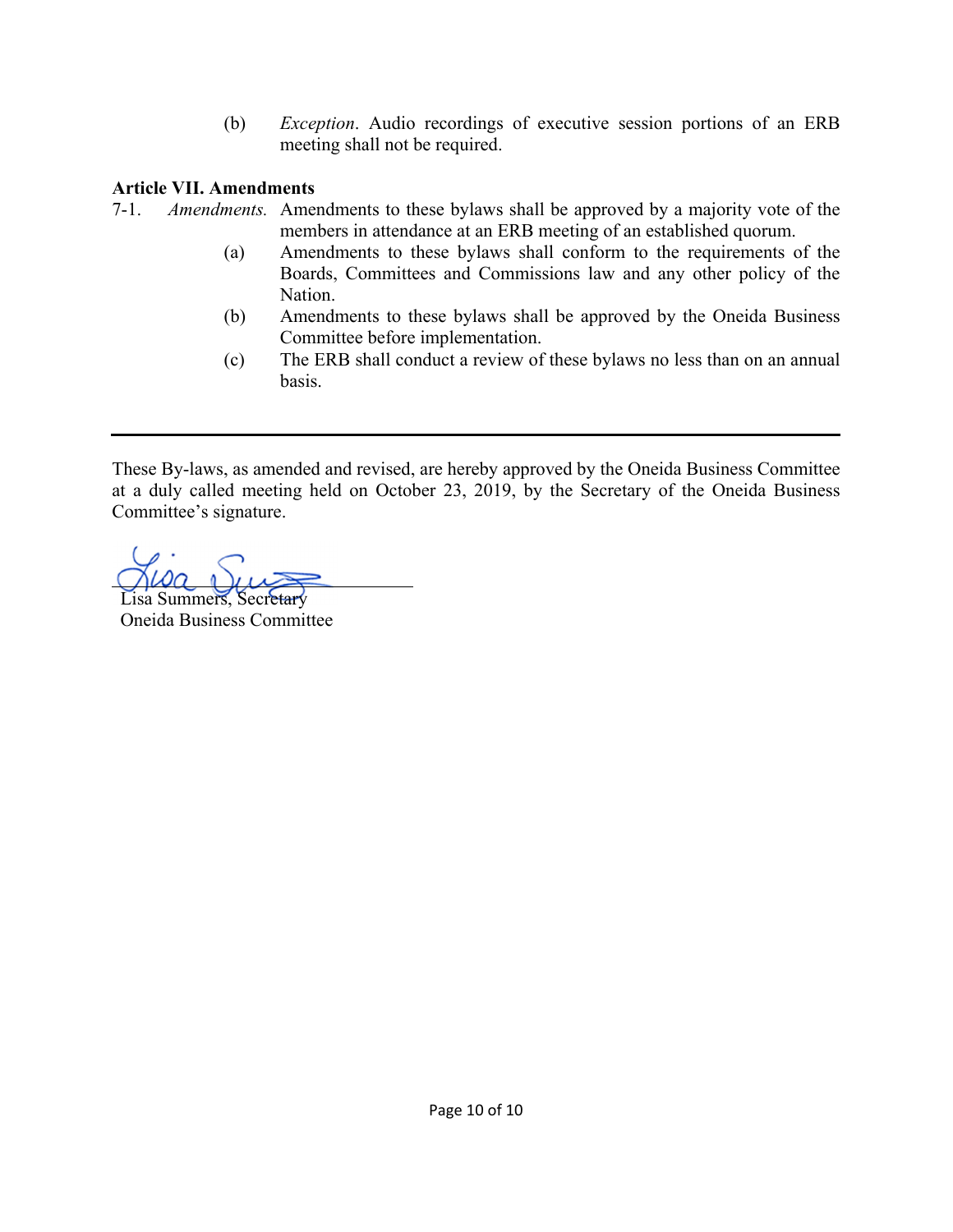(b) *Exception*. Audio recordings of executive session portions of an ERB meeting shall not be required.

**Article VII. Amendments**

7-1. *Amendments.* Amendments to these bylaws shall be approved by a majority vote of the members in attendance at an ERB meeting of an established quorum.

(a) Amendments to these bylaws shall conform to the requirements of the Boards, Committees and Commissions law and any other policy of the Nation.

(b) Amendments to these bylaws shall be approved by the Oneida Business Committee before implementation.

(c) The ERB shall conduct a review of these bylaws no less than on an annual basis.

---

These By-laws, as amended and revised, are hereby approved by the Oneida Business Committee at a duly called meeting held on October 23, 2019, by the Secretary of the Oneida Business Committee's signature.

Lisa Summers, Secretary
Oneida Business Committee